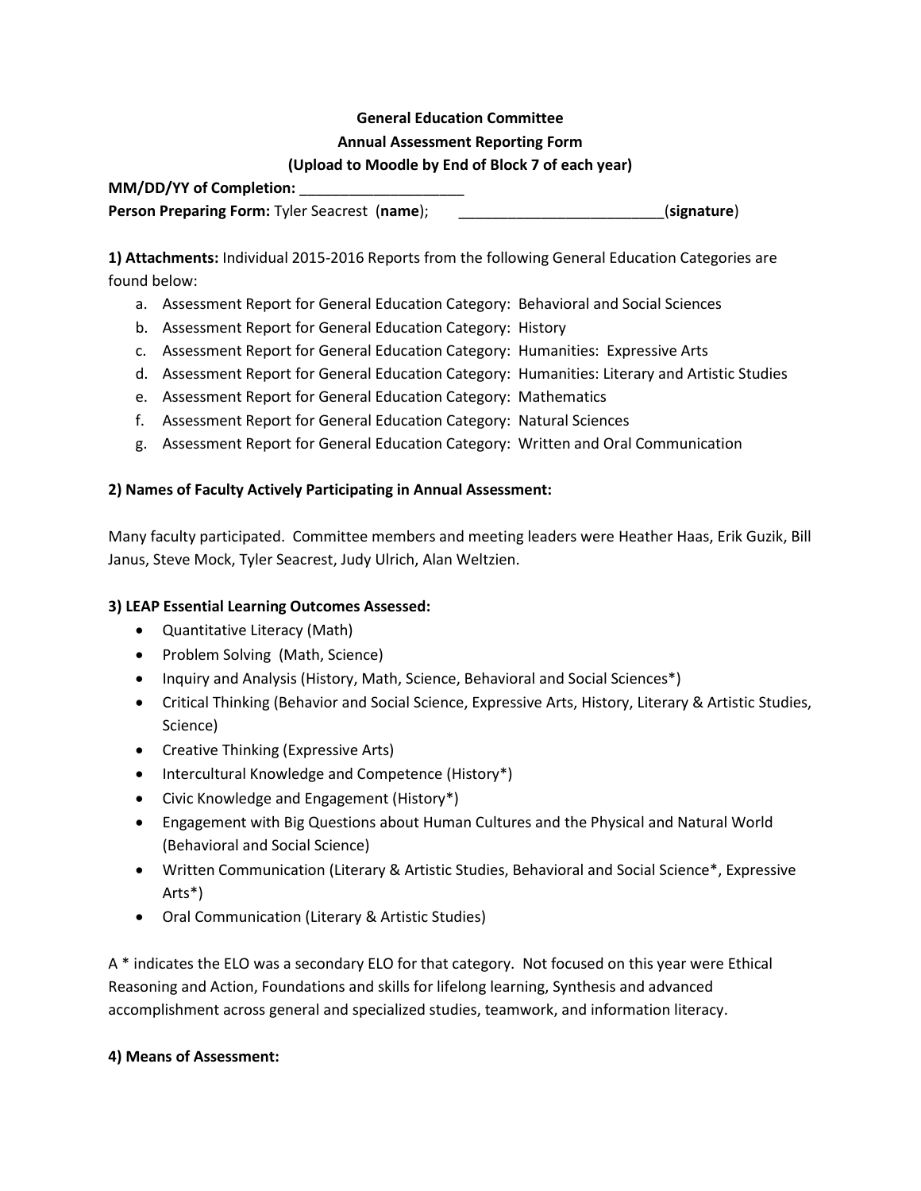**General Education Committee**

**Annual Assessment Reporting Form**

**(Upload to Moodle by End of Block 7 of each year)**

**MM/DD/YY of Completion:** ____________________

**Person Preparing Form:** Tyler Seacrest (**name**); _________________________(**signature**)

**1) Attachments:** Individual 2015-2016 Reports from the following General Education Categories are found below:

a. Assessment Report for General Education Category: Behavioral and Social Sciences
b. Assessment Report for General Education Category: History
c. Assessment Report for General Education Category: Humanities: Expressive Arts
d. Assessment Report for General Education Category: Humanities: Literary and Artistic Studies
e. Assessment Report for General Education Category: Mathematics
f. Assessment Report for General Education Category: Natural Sciences
g. Assessment Report for General Education Category: Written and Oral Communication

**2) Names of Faculty Actively Participating in Annual Assessment:**

Many faculty participated. Committee members and meeting leaders were Heather Haas, Erik Guzik, Bill Janus, Steve Mock, Tyler Seacrest, Judy Ulrich, Alan Weltzien.

**3) LEAP Essential Learning Outcomes Assessed:**

- Quantitative Literacy (Math)
- Problem Solving (Math, Science)
- Inquiry and Analysis (History, Math, Science, Behavioral and Social Sciences*)
- Critical Thinking (Behavior and Social Science, Expressive Arts, History, Literary & Artistic Studies, Science)
- Creative Thinking (Expressive Arts)
- Intercultural Knowledge and Competence (History*)
- Civic Knowledge and Engagement (History*)
- Engagement with Big Questions about Human Cultures and the Physical and Natural World (Behavioral and Social Science)
- Written Communication (Literary & Artistic Studies, Behavioral and Social Science*, Expressive Arts*)
- Oral Communication (Literary & Artistic Studies)

A * indicates the ELO was a secondary ELO for that category. Not focused on this year were Ethical Reasoning and Action, Foundations and skills for lifelong learning, Synthesis and advanced accomplishment across general and specialized studies, teamwork, and information literacy.

**4) Means of Assessment:**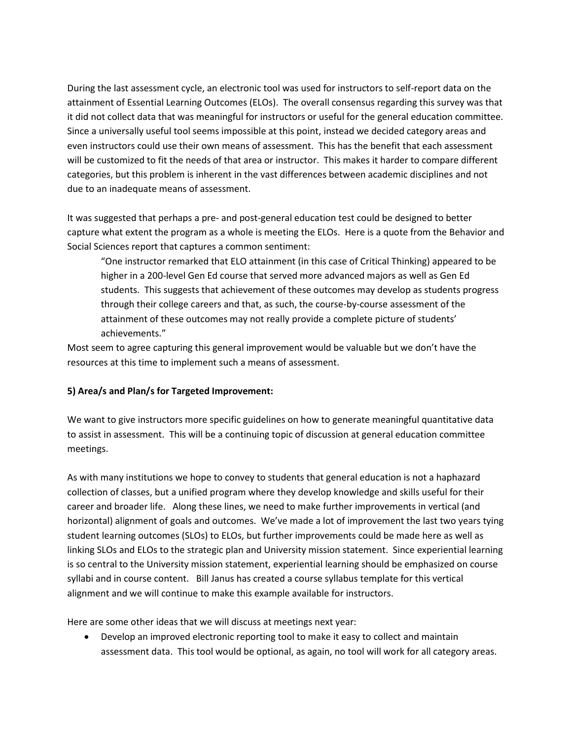During the last assessment cycle, an electronic tool was used for instructors to self-report data on the attainment of Essential Learning Outcomes (ELOs). The overall consensus regarding this survey was that it did not collect data that was meaningful for instructors or useful for the general education committee. Since a universally useful tool seems impossible at this point, instead we decided category areas and even instructors could use their own means of assessment. This has the benefit that each assessment will be customized to fit the needs of that area or instructor. This makes it harder to compare different categories, but this problem is inherent in the vast differences between academic disciplines and not due to an inadequate means of assessment.

It was suggested that perhaps a pre- and post-general education test could be designed to better capture what extent the program as a whole is meeting the ELOs. Here is a quote from the Behavior and Social Sciences report that captures a common sentiment:

> "One instructor remarked that ELO attainment (in this case of Critical Thinking) appeared to be higher in a 200-level Gen Ed course that served more advanced majors as well as Gen Ed students. This suggests that achievement of these outcomes may develop as students progress through their college careers and that, as such, the course-by-course assessment of the attainment of these outcomes may not really provide a complete picture of students' achievements."

Most seem to agree capturing this general improvement would be valuable but we don't have the resources at this time to implement such a means of assessment.

**5) Area/s and Plan/s for Targeted Improvement:**

We want to give instructors more specific guidelines on how to generate meaningful quantitative data to assist in assessment. This will be a continuing topic of discussion at general education committee meetings.

As with many institutions we hope to convey to students that general education is not a haphazard collection of classes, but a unified program where they develop knowledge and skills useful for their career and broader life. Along these lines, we need to make further improvements in vertical (and horizontal) alignment of goals and outcomes. We've made a lot of improvement the last two years tying student learning outcomes (SLOs) to ELOs, but further improvements could be made here as well as linking SLOs and ELOs to the strategic plan and University mission statement. Since experiential learning is so central to the University mission statement, experiential learning should be emphasized on course syllabi and in course content. Bill Janus has created a course syllabus template for this vertical alignment and we will continue to make this example available for instructors.

Here are some other ideas that we will discuss at meetings next year:

- Develop an improved electronic reporting tool to make it easy to collect and maintain assessment data. This tool would be optional, as again, no tool will work for all category areas.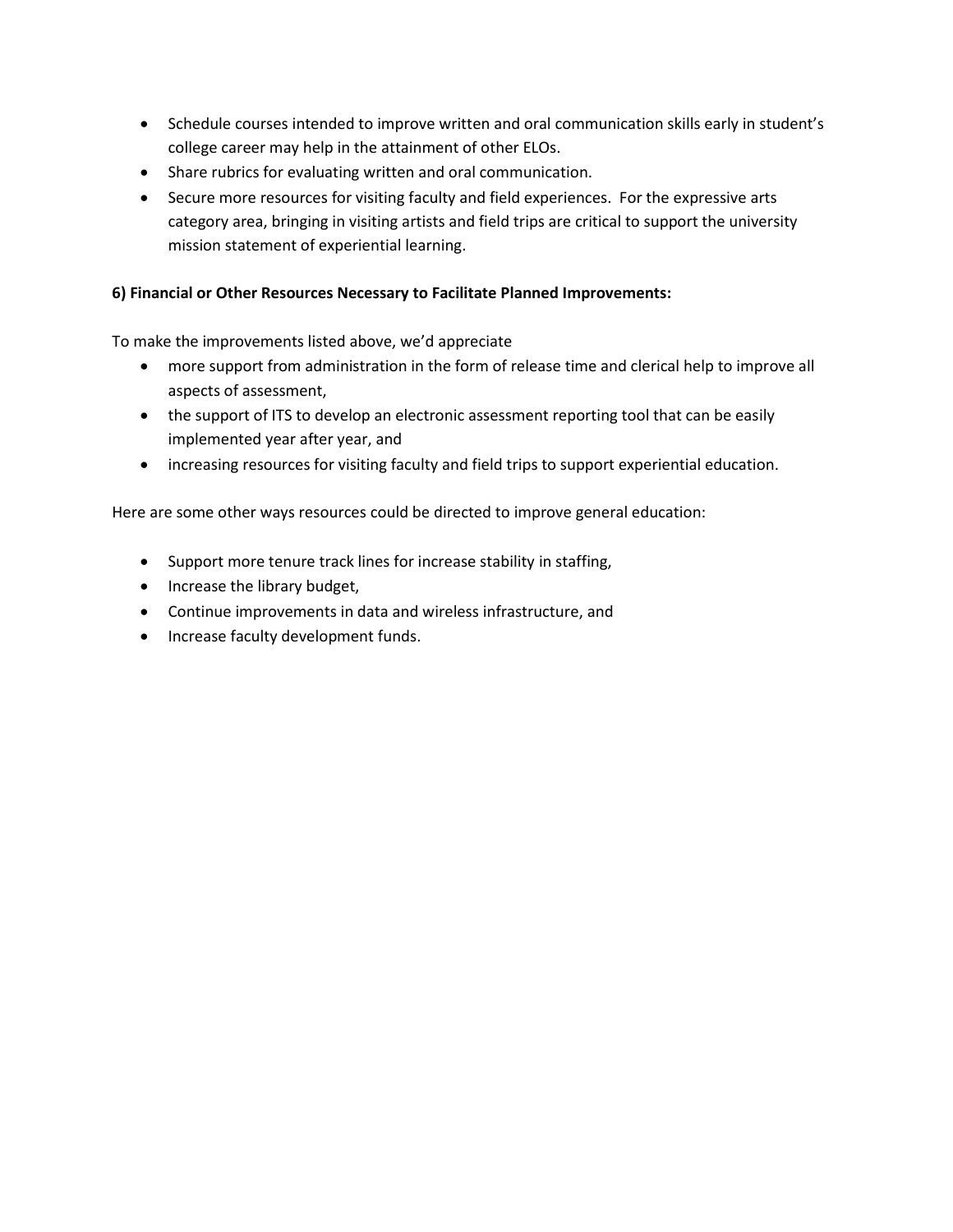- Schedule courses intended to improve written and oral communication skills early in student's college career may help in the attainment of other ELOs.
- Share rubrics for evaluating written and oral communication.
- Secure more resources for visiting faculty and field experiences. For the expressive arts category area, bringing in visiting artists and field trips are critical to support the university mission statement of experiential learning.

**6) Financial or Other Resources Necessary to Facilitate Planned Improvements:**

To make the improvements listed above, we'd appreciate

- more support from administration in the form of release time and clerical help to improve all aspects of assessment,
- the support of ITS to develop an electronic assessment reporting tool that can be easily implemented year after year, and
- increasing resources for visiting faculty and field trips to support experiential education.

Here are some other ways resources could be directed to improve general education:

- Support more tenure track lines for increase stability in staffing,
- Increase the library budget,
- Continue improvements in data and wireless infrastructure, and
- Increase faculty development funds.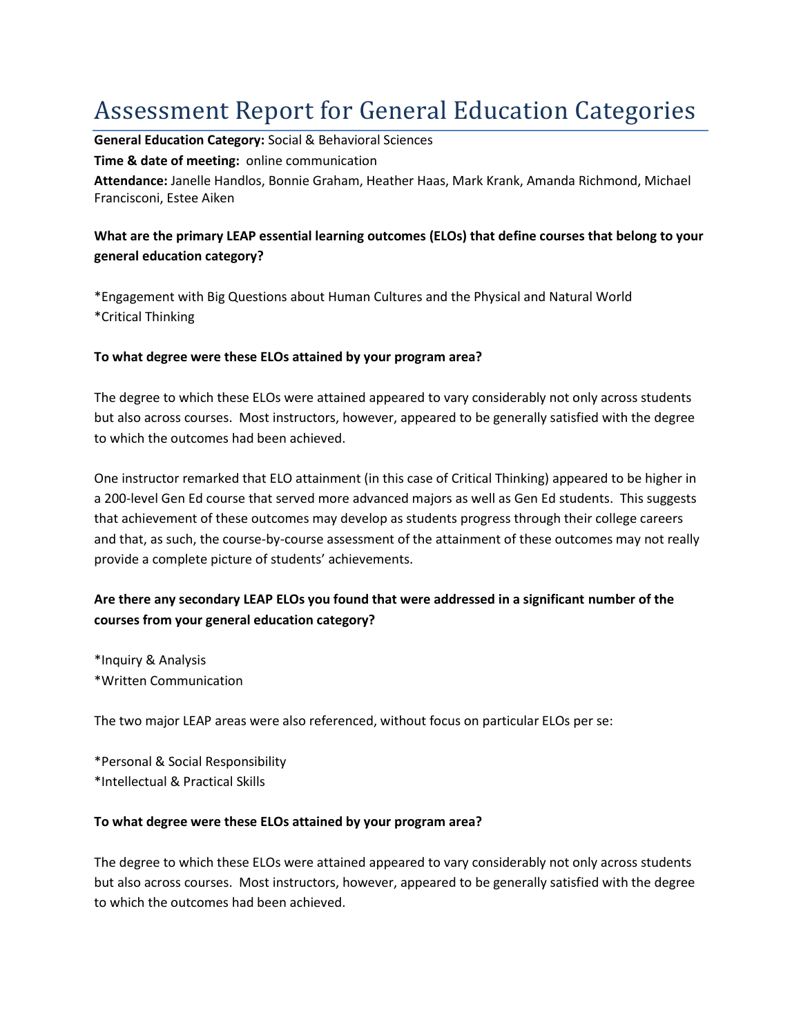# Assessment Report for General Education Categories

**General Education Category:** Social & Behavioral Sciences

**Time & date of meeting:** online communication

**Attendance:** Janelle Handlos, Bonnie Graham, Heather Haas, Mark Krank, Amanda Richmond, Michael Francisconi, Estee Aiken

**What are the primary LEAP essential learning outcomes (ELOs) that define courses that belong to your general education category?**

*Engagement with Big Questions about Human Cultures and the Physical and Natural World
*Critical Thinking

**To what degree were these ELOs attained by your program area?**

The degree to which these ELOs were attained appeared to vary considerably not only across students but also across courses. Most instructors, however, appeared to be generally satisfied with the degree to which the outcomes had been achieved.

One instructor remarked that ELO attainment (in this case of Critical Thinking) appeared to be higher in a 200-level Gen Ed course that served more advanced majors as well as Gen Ed students. This suggests that achievement of these outcomes may develop as students progress through their college careers and that, as such, the course-by-course assessment of the attainment of these outcomes may not really provide a complete picture of students' achievements.

**Are there any secondary LEAP ELOs you found that were addressed in a significant number of the courses from your general education category?**

*Inquiry & Analysis
*Written Communication

The two major LEAP areas were also referenced, without focus on particular ELOs per se:

*Personal & Social Responsibility
*Intellectual & Practical Skills

**To what degree were these ELOs attained by your program area?**

The degree to which these ELOs were attained appeared to vary considerably not only across students but also across courses. Most instructors, however, appeared to be generally satisfied with the degree to which the outcomes had been achieved.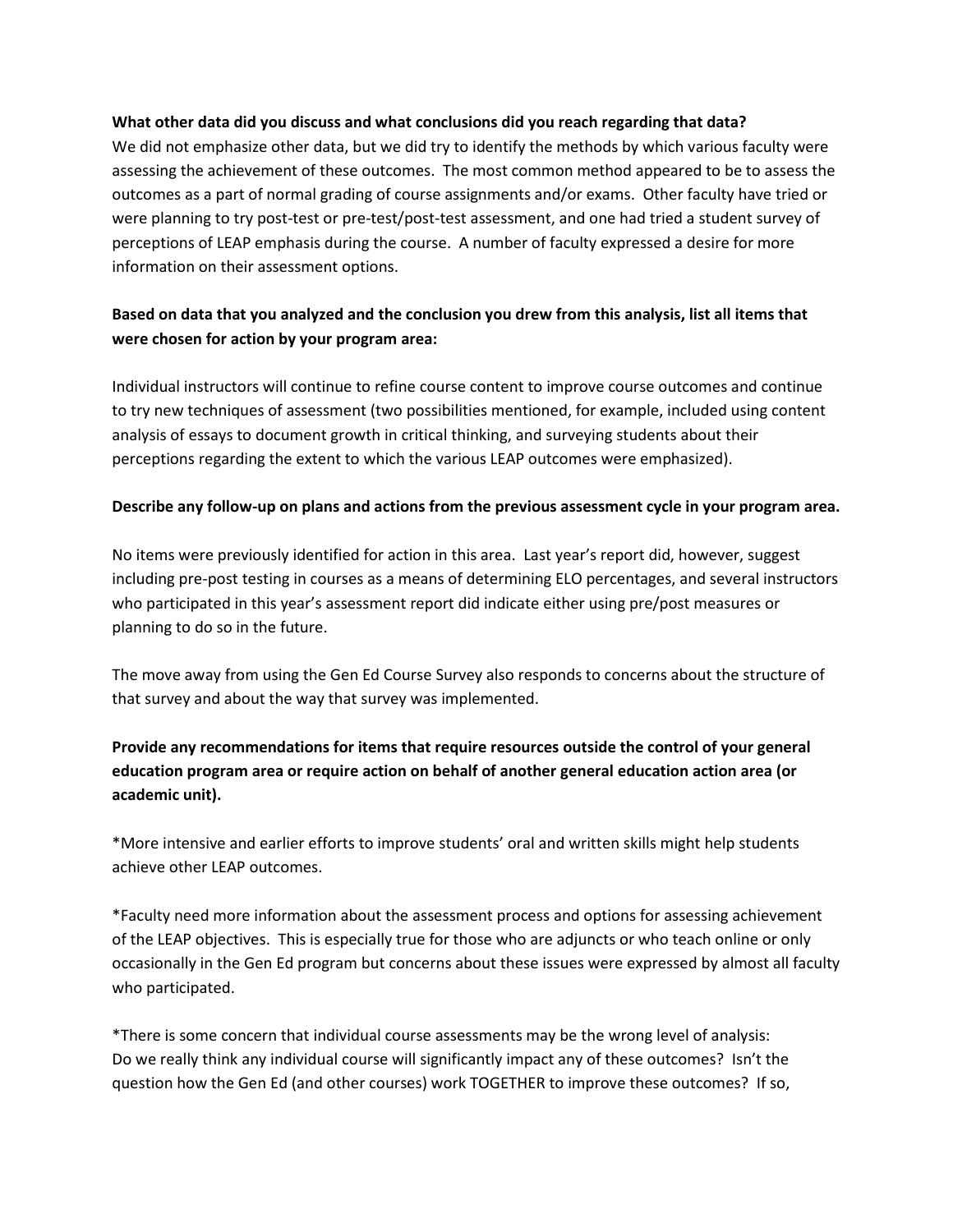**What other data did you discuss and what conclusions did you reach regarding that data?**

We did not emphasize other data, but we did try to identify the methods by which various faculty were assessing the achievement of these outcomes. The most common method appeared to be to assess the outcomes as a part of normal grading of course assignments and/or exams. Other faculty have tried or were planning to try post-test or pre-test/post-test assessment, and one had tried a student survey of perceptions of LEAP emphasis during the course. A number of faculty expressed a desire for more information on their assessment options.

**Based on data that you analyzed and the conclusion you drew from this analysis, list all items that were chosen for action by your program area:**

Individual instructors will continue to refine course content to improve course outcomes and continue to try new techniques of assessment (two possibilities mentioned, for example, included using content analysis of essays to document growth in critical thinking, and surveying students about their perceptions regarding the extent to which the various LEAP outcomes were emphasized).

**Describe any follow-up on plans and actions from the previous assessment cycle in your program area.**

No items were previously identified for action in this area. Last year's report did, however, suggest including pre-post testing in courses as a means of determining ELO percentages, and several instructors who participated in this year's assessment report did indicate either using pre/post measures or planning to do so in the future.

The move away from using the Gen Ed Course Survey also responds to concerns about the structure of that survey and about the way that survey was implemented.

**Provide any recommendations for items that require resources outside the control of your general education program area or require action on behalf of another general education action area (or academic unit).**

*More intensive and earlier efforts to improve students' oral and written skills might help students achieve other LEAP outcomes.

*Faculty need more information about the assessment process and options for assessing achievement of the LEAP objectives. This is especially true for those who are adjuncts or who teach online or only occasionally in the Gen Ed program but concerns about these issues were expressed by almost all faculty who participated.

*There is some concern that individual course assessments may be the wrong level of analysis: Do we really think any individual course will significantly impact any of these outcomes? Isn't the question how the Gen Ed (and other courses) work TOGETHER to improve these outcomes? If so,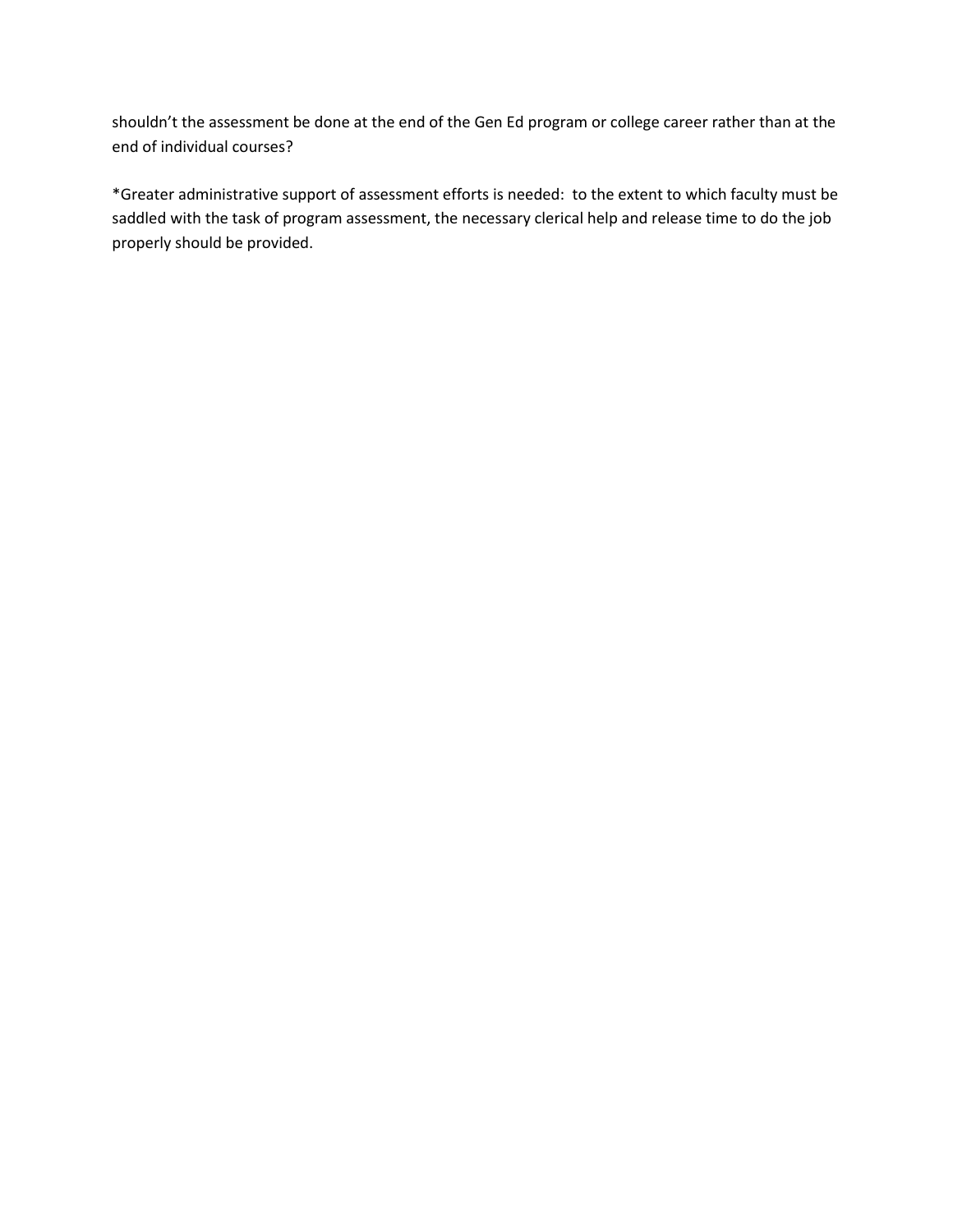shouldn't the assessment be done at the end of the Gen Ed program or college career rather than at the end of individual courses?

*Greater administrative support of assessment efforts is needed:  to the extent to which faculty must be saddled with the task of program assessment, the necessary clerical help and release time to do the job properly should be provided.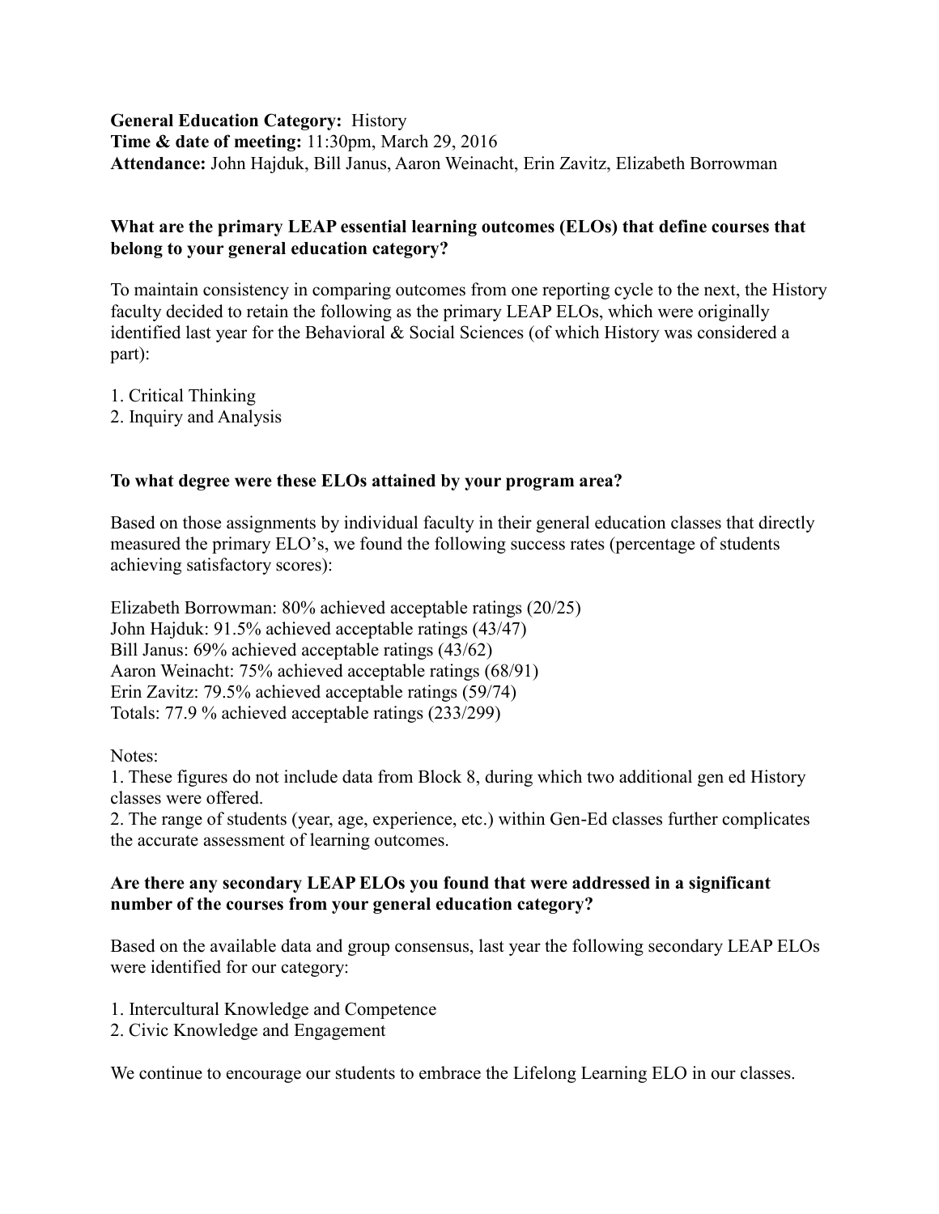**General Education Category:** History
**Time & date of meeting:** 11:30pm, March 29, 2016
**Attendance:** John Hajduk, Bill Janus, Aaron Weinacht, Erin Zavitz, Elizabeth Borrowman

**What are the primary LEAP essential learning outcomes (ELOs) that define courses that belong to your general education category?**

To maintain consistency in comparing outcomes from one reporting cycle to the next, the History faculty decided to retain the following as the primary LEAP ELOs, which were originally identified last year for the Behavioral & Social Sciences (of which History was considered a part):

1. Critical Thinking
2. Inquiry and Analysis

**To what degree were these ELOs attained by your program area?**

Based on those assignments by individual faculty in their general education classes that directly measured the primary ELO's, we found the following success rates (percentage of students achieving satisfactory scores):

Elizabeth Borrowman: 80% achieved acceptable ratings (20/25)
John Hajduk: 91.5% achieved acceptable ratings (43/47)
Bill Janus: 69% achieved acceptable ratings (43/62)
Aaron Weinacht: 75% achieved acceptable ratings (68/91)
Erin Zavitz: 79.5% achieved acceptable ratings (59/74)
Totals: 77.9 % achieved acceptable ratings (233/299)

Notes:
1. These figures do not include data from Block 8, during which two additional gen ed History classes were offered.
2. The range of students (year, age, experience, etc.) within Gen-Ed classes further complicates the accurate assessment of learning outcomes.

**Are there any secondary LEAP ELOs you found that were addressed in a significant number of the courses from your general education category?**

Based on the available data and group consensus, last year the following secondary LEAP ELOs were identified for our category:

1. Intercultural Knowledge and Competence
2. Civic Knowledge and Engagement

We continue to encourage our students to embrace the Lifelong Learning ELO in our classes.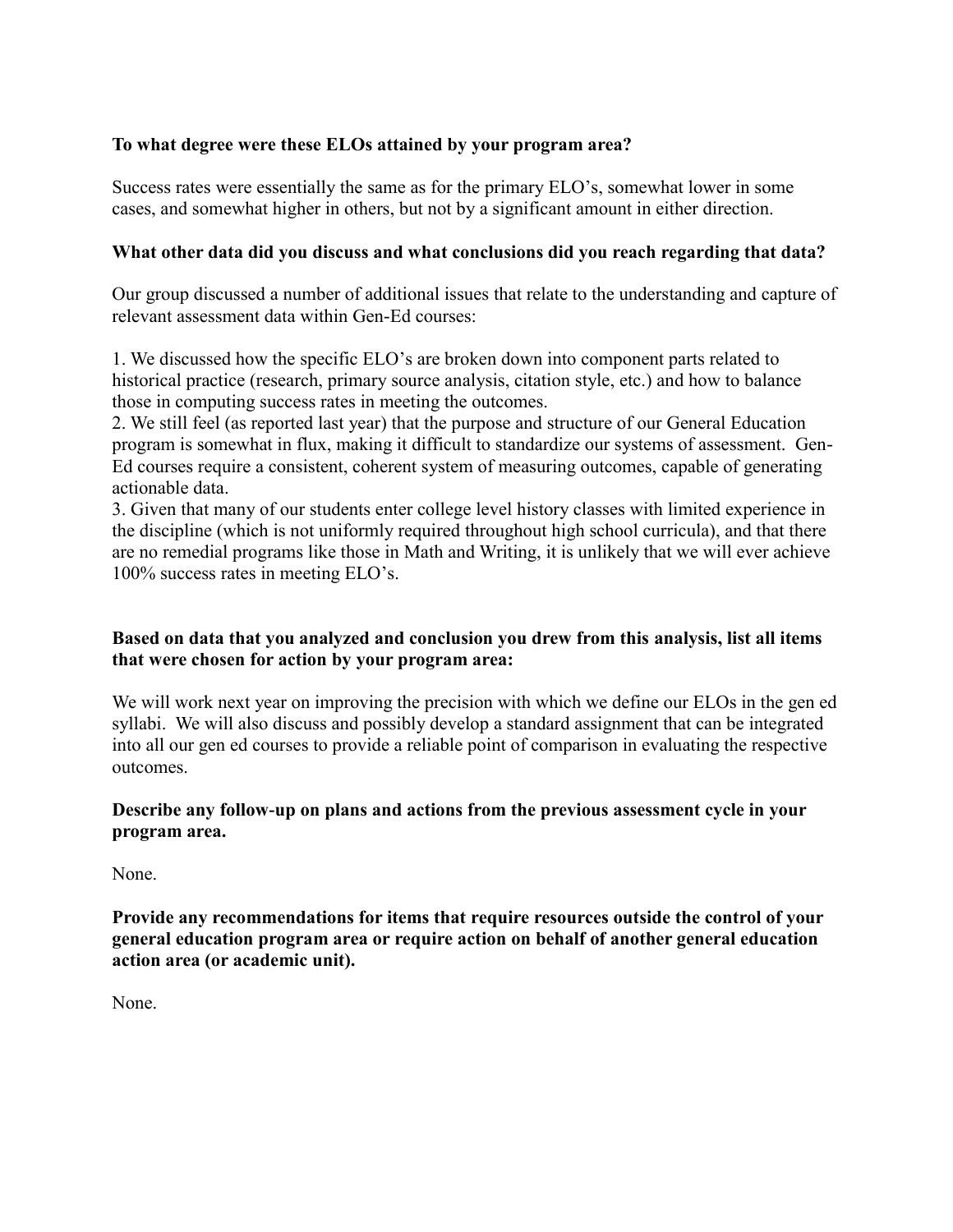**To what degree were these ELOs attained by your program area?**

Success rates were essentially the same as for the primary ELO's, somewhat lower in some cases, and somewhat higher in others, but not by a significant amount in either direction.

**What other data did you discuss and what conclusions did you reach regarding that data?**

Our group discussed a number of additional issues that relate to the understanding and capture of relevant assessment data within Gen-Ed courses:

1. We discussed how the specific ELO's are broken down into component parts related to historical practice (research, primary source analysis, citation style, etc.) and how to balance those in computing success rates in meeting the outcomes.
2. We still feel (as reported last year) that the purpose and structure of our General Education program is somewhat in flux, making it difficult to standardize our systems of assessment. Gen-Ed courses require a consistent, coherent system of measuring outcomes, capable of generating actionable data.
3. Given that many of our students enter college level history classes with limited experience in the discipline (which is not uniformly required throughout high school curricula), and that there are no remedial programs like those in Math and Writing, it is unlikely that we will ever achieve 100% success rates in meeting ELO's.

**Based on data that you analyzed and conclusion you drew from this analysis, list all items that were chosen for action by your program area:**

We will work next year on improving the precision with which we define our ELOs in the gen ed syllabi. We will also discuss and possibly develop a standard assignment that can be integrated into all our gen ed courses to provide a reliable point of comparison in evaluating the respective outcomes.

**Describe any follow-up on plans and actions from the previous assessment cycle in your program area.**

None.

**Provide any recommendations for items that require resources outside the control of your general education program area or require action on behalf of another general education action area (or academic unit).**

None.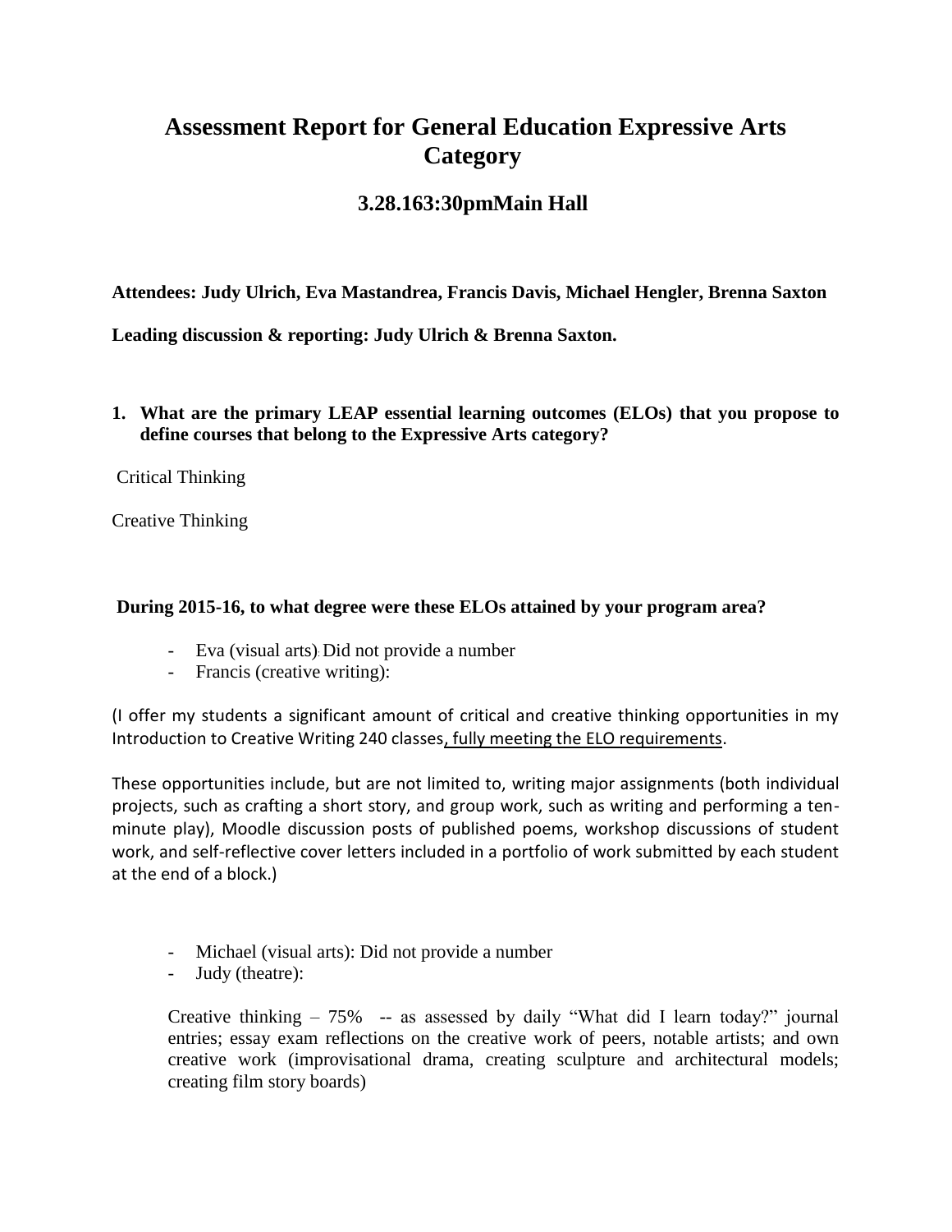# Assessment Report for General Education Expressive Arts Category

## 3.28.163:30pmMain Hall

**Attendees: Judy Ulrich, Eva Mastandrea, Francis Davis, Michael Hengler, Brenna Saxton**

**Leading discussion & reporting: Judy Ulrich & Brenna Saxton.**

**1. What are the primary LEAP essential learning outcomes (ELOs) that you propose to define courses that belong to the Expressive Arts category?**

Critical Thinking

Creative Thinking

**During 2015-16, to what degree were these ELOs attained by your program area?**

- Eva (visual arts): Did not provide a number
- Francis (creative writing):

(I offer my students a significant amount of critical and creative thinking opportunities in my Introduction to Creative Writing 240 classes, fully meeting the ELO requirements.

These opportunities include, but are not limited to, writing major assignments (both individual projects, such as crafting a short story, and group work, such as writing and performing a ten-minute play), Moodle discussion posts of published poems, workshop discussions of student work, and self-reflective cover letters included in a portfolio of work submitted by each student at the end of a block.)

- Michael (visual arts): Did not provide a number
- Judy (theatre):

Creative thinking – 75% -- as assessed by daily "What did I learn today?" journal entries; essay exam reflections on the creative work of peers, notable artists; and own creative work (improvisational drama, creating sculpture and architectural models; creating film story boards)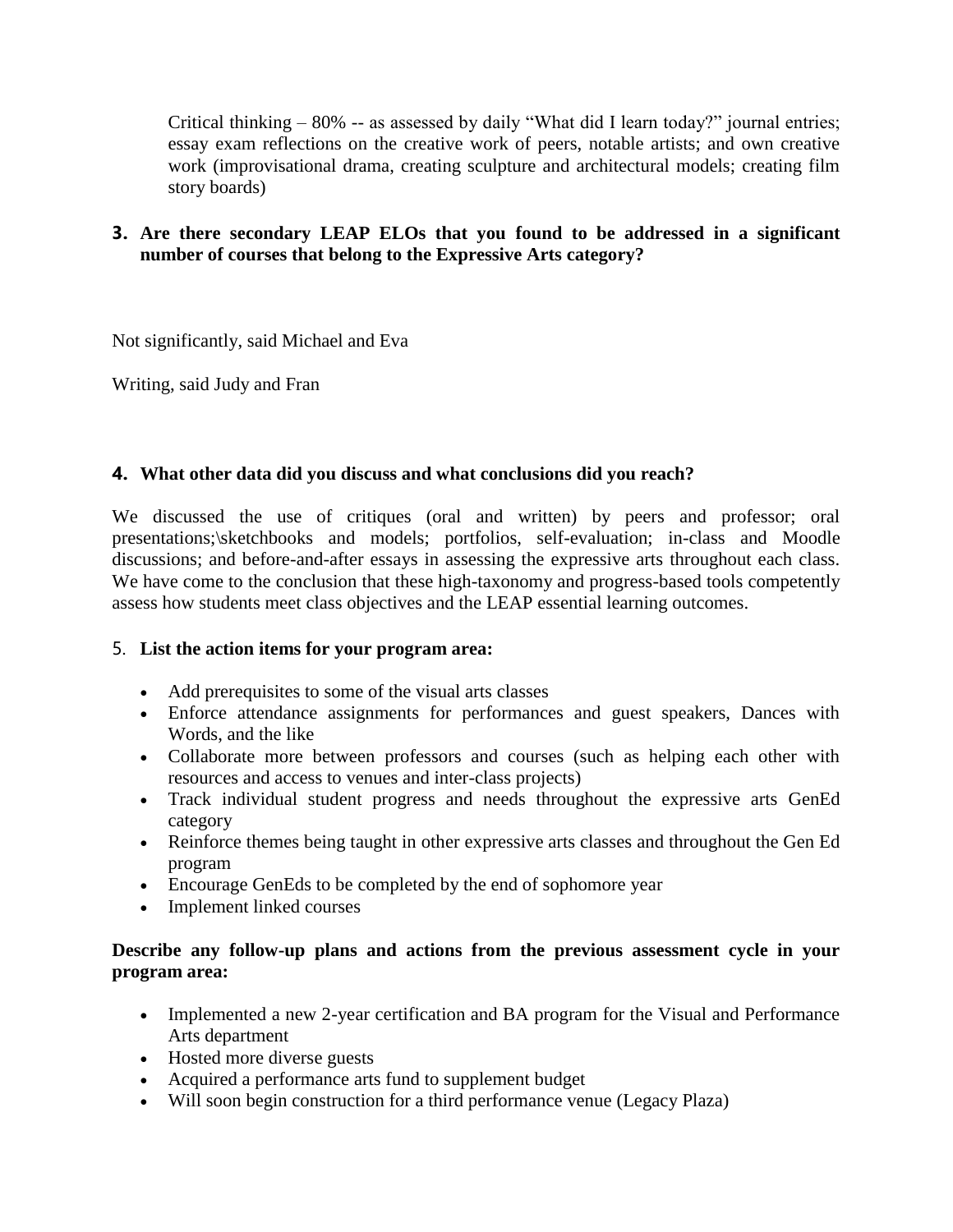Critical thinking – 80% -- as assessed by daily "What did I learn today?" journal entries; essay exam reflections on the creative work of peers, notable artists; and own creative work (improvisational drama, creating sculpture and architectural models; creating film story boards)

**3. Are there secondary LEAP ELOs that you found to be addressed in a significant number of courses that belong to the Expressive Arts category?**

Not significantly, said Michael and Eva

Writing, said Judy and Fran

**4. What other data did you discuss and what conclusions did you reach?**

We discussed the use of critiques (oral and written) by peers and professor; oral presentations;\sketchbooks and models; portfolios, self-evaluation; in-class and Moodle discussions; and before-and-after essays in assessing the expressive arts throughout each class. We have come to the conclusion that these high-taxonomy and progress-based tools competently assess how students meet class objectives and the LEAP essential learning outcomes.

5. **List the action items for your program area:**

- Add prerequisites to some of the visual arts classes
- Enforce attendance assignments for performances and guest speakers, Dances with Words, and the like
- Collaborate more between professors and courses (such as helping each other with resources and access to venues and inter-class projects)
- Track individual student progress and needs throughout the expressive arts GenEd category
- Reinforce themes being taught in other expressive arts classes and throughout the Gen Ed program
- Encourage GenEds to be completed by the end of sophomore year
- Implement linked courses

**Describe any follow-up plans and actions from the previous assessment cycle in your program area:**

- Implemented a new 2-year certification and BA program for the Visual and Performance Arts department
- Hosted more diverse guests
- Acquired a performance arts fund to supplement budget
- Will soon begin construction for a third performance venue (Legacy Plaza)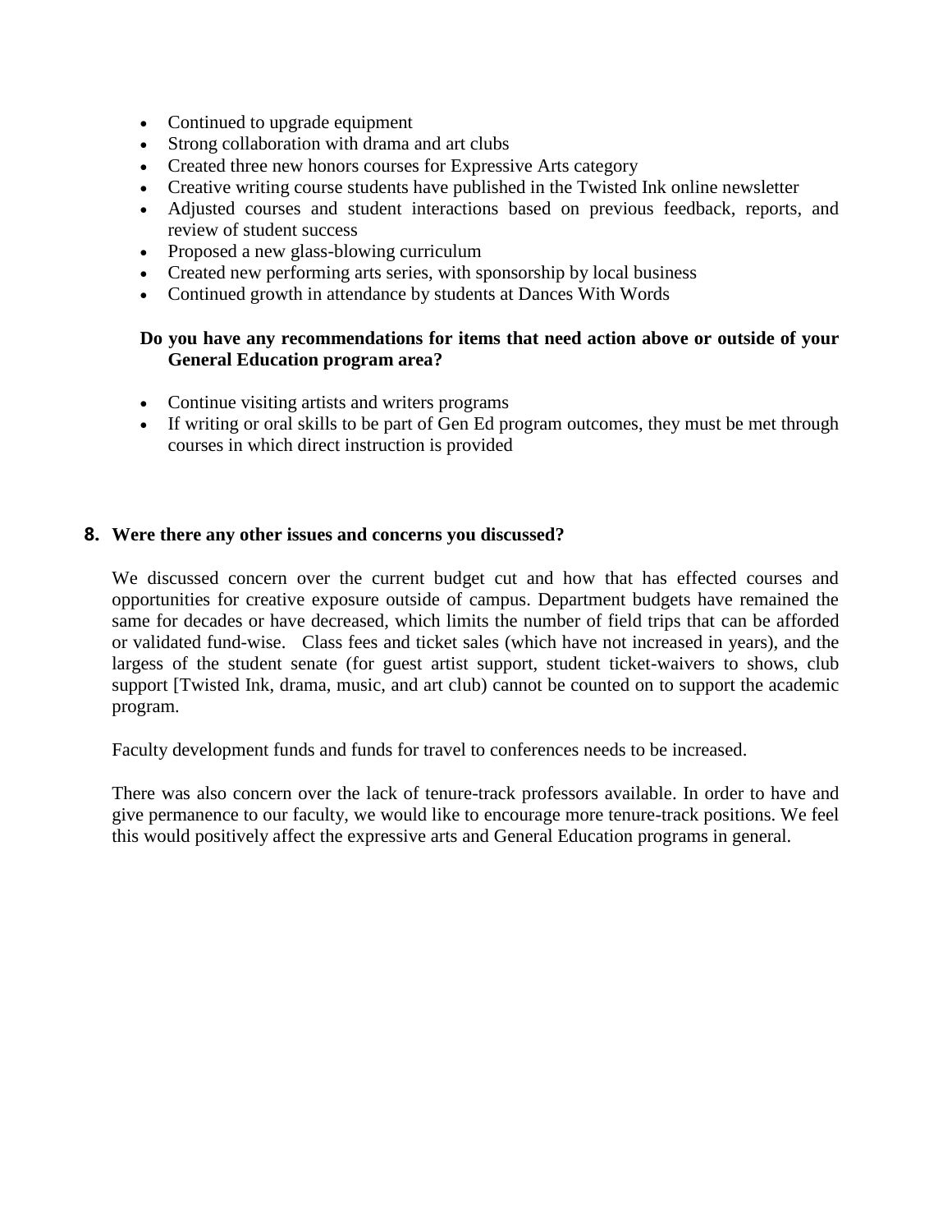- Continued to upgrade equipment
- Strong collaboration with drama and art clubs
- Created three new honors courses for Expressive Arts category
- Creative writing course students have published in the Twisted Ink online newsletter
- Adjusted courses and student interactions based on previous feedback, reports, and review of student success
- Proposed a new glass-blowing curriculum
- Created new performing arts series, with sponsorship by local business
- Continued growth in attendance by students at Dances With Words

**Do you have any recommendations for items that need action above or outside of your General Education program area?**

- Continue visiting artists and writers programs
- If writing or oral skills to be part of Gen Ed program outcomes, they must be met through courses in which direct instruction is provided

**8. Were there any other issues and concerns you discussed?**

We discussed concern over the current budget cut and how that has effected courses and opportunities for creative exposure outside of campus. Department budgets have remained the same for decades or have decreased, which limits the number of field trips that can be afforded or validated fund-wise. Class fees and ticket sales (which have not increased in years), and the largess of the student senate (for guest artist support, student ticket-waivers to shows, club support [Twisted Ink, drama, music, and art club) cannot be counted on to support the academic program.

Faculty development funds and funds for travel to conferences needs to be increased.

There was also concern over the lack of tenure-track professors available. In order to have and give permanence to our faculty, we would like to encourage more tenure-track positions. We feel this would positively affect the expressive arts and General Education programs in general.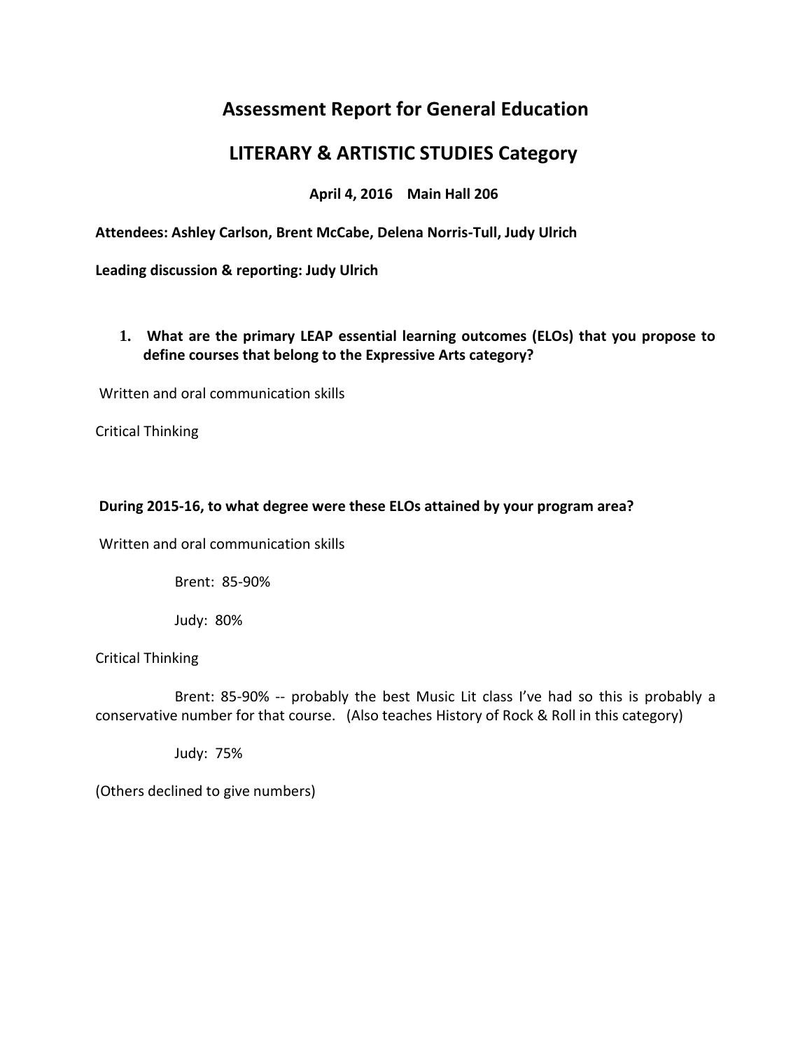# Assessment Report for General Education

## LITERARY & ARTISTIC STUDIES Category

**April 4, 2016 Main Hall 206**

**Attendees: Ashley Carlson, Brent McCabe, Delena Norris-Tull, Judy Ulrich**

**Leading discussion & reporting: Judy Ulrich**

1. **What are the primary LEAP essential learning outcomes (ELOs) that you propose to define courses that belong to the Expressive Arts category?**

Written and oral communication skills

Critical Thinking

**During 2015-16, to what degree were these ELOs attained by your program area?**

Written and oral communication skills

Brent: 85-90%

Judy: 80%

Critical Thinking

Brent: 85-90% -- probably the best Music Lit class I've had so this is probably a conservative number for that course. (Also teaches History of Rock & Roll in this category)

Judy: 75%

(Others declined to give numbers)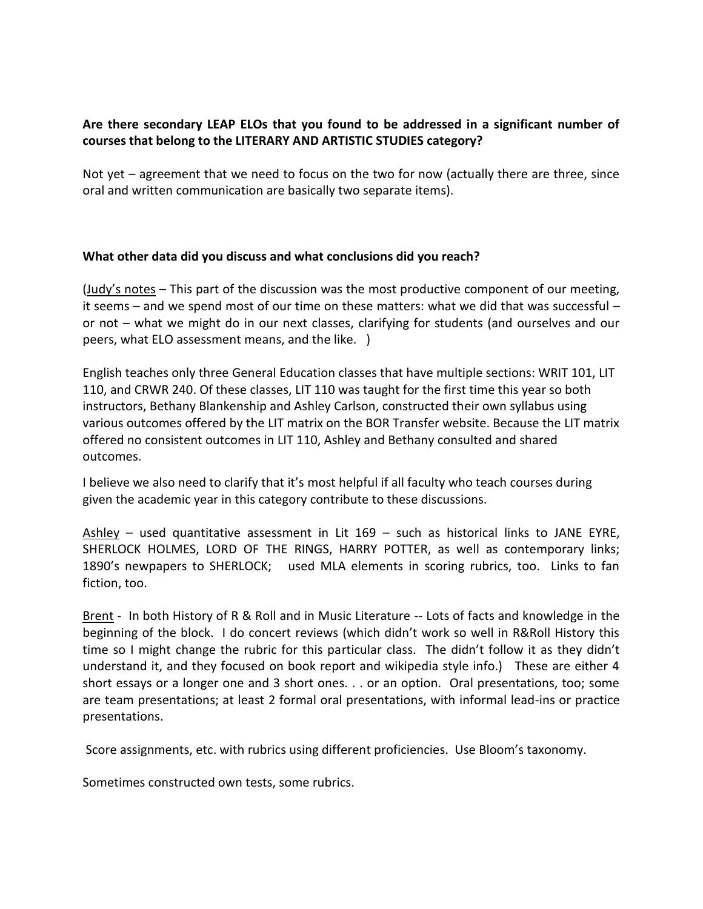**Are there secondary LEAP ELOs that you found to be addressed in a significant number of courses that belong to the LITERARY AND ARTISTIC STUDIES category?**

Not yet – agreement that we need to focus on the two for now (actually there are three, since oral and written communication are basically two separate items).

**What other data did you discuss and what conclusions did you reach?**

(Judy's notes – This part of the discussion was the most productive component of our meeting, it seems – and we spend most of our time on these matters: what we did that was successful – or not – what we might do in our next classes, clarifying for students (and ourselves and our peers, what ELO assessment means, and the like. )

English teaches only three General Education classes that have multiple sections: WRIT 101, LIT 110, and CRWR 240. Of these classes, LIT 110 was taught for the first time this year so both instructors, Bethany Blankenship and Ashley Carlson, constructed their own syllabus using various outcomes offered by the LIT matrix on the BOR Transfer website. Because the LIT matrix offered no consistent outcomes in LIT 110, Ashley and Bethany consulted and shared outcomes.

I believe we also need to clarify that it's most helpful if all faculty who teach courses during given the academic year in this category contribute to these discussions.

Ashley – used quantitative assessment in Lit 169 – such as historical links to JANE EYRE, SHERLOCK HOLMES, LORD OF THE RINGS, HARRY POTTER, as well as contemporary links; 1890's newpapers to SHERLOCK; used MLA elements in scoring rubrics, too. Links to fan fiction, too.

Brent - In both History of R & Roll and in Music Literature -- Lots of facts and knowledge in the beginning of the block. I do concert reviews (which didn't work so well in R&Roll History this time so I might change the rubric for this particular class. The didn't follow it as they didn't understand it, and they focused on book report and wikipedia style info.) These are either 4 short essays or a longer one and 3 short ones. . . or an option. Oral presentations, too; some are team presentations; at least 2 formal oral presentations, with informal lead-ins or practice presentations.

Score assignments, etc. with rubrics using different proficiencies. Use Bloom's taxonomy.

Sometimes constructed own tests, some rubrics.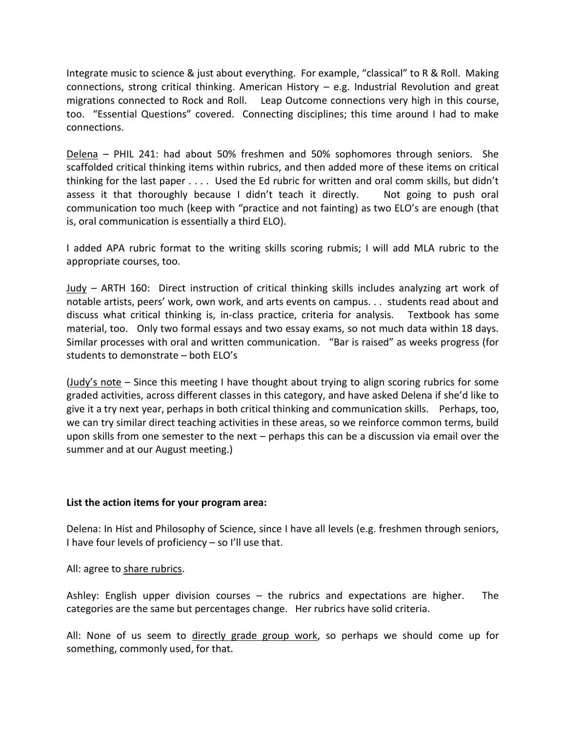Integrate music to science & just about everything. For example, "classical" to R & Roll. Making connections, strong critical thinking. American History – e.g. Industrial Revolution and great migrations connected to Rock and Roll. Leap Outcome connections very high in this course, too. "Essential Questions" covered. Connecting disciplines; this time around I had to make connections.

<u>Delena</u> – PHIL 241: had about 50% freshmen and 50% sophomores through seniors. She scaffolded critical thinking items within rubrics, and then added more of these items on critical thinking for the last paper . . . . Used the Ed rubric for written and oral comm skills, but didn't assess it that thoroughly because I didn't teach it directly. Not going to push oral communication too much (keep with "practice and not fainting) as two ELO's are enough (that is, oral communication is essentially a third ELO).

I added APA rubric format to the writing skills scoring rubmis; I will add MLA rubric to the appropriate courses, too.

<u>Judy</u> – ARTH 160: Direct instruction of critical thinking skills includes analyzing art work of notable artists, peers' work, own work, and arts events on campus. . . students read about and discuss what critical thinking is, in-class practice, criteria for analysis. Textbook has some material, too. Only two formal essays and two essay exams, so not much data within 18 days. Similar processes with oral and written communication. "Bar is raised" as weeks progress (for students to demonstrate – both ELO's

(<u>Judy's note</u> – Since this meeting I have thought about trying to align scoring rubrics for some graded activities, across different classes in this category, and have asked Delena if she'd like to give it a try next year, perhaps in both critical thinking and communication skills. Perhaps, too, we can try similar direct teaching activities in these areas, so we reinforce common terms, build upon skills from one semester to the next – perhaps this can be a discussion via email over the summer and at our August meeting.)

**List the action items for your program area:**

Delena: In Hist and Philosophy of Science, since I have all levels (e.g. freshmen through seniors, I have four levels of proficiency – so I'll use that.

All: agree to <u>share rubrics</u>.

Ashley: English upper division courses – the rubrics and expectations are higher. The categories are the same but percentages change. Her rubrics have solid criteria.

All: None of us seem to <u>directly grade group work</u>, so perhaps we should come up for something, commonly used, for that.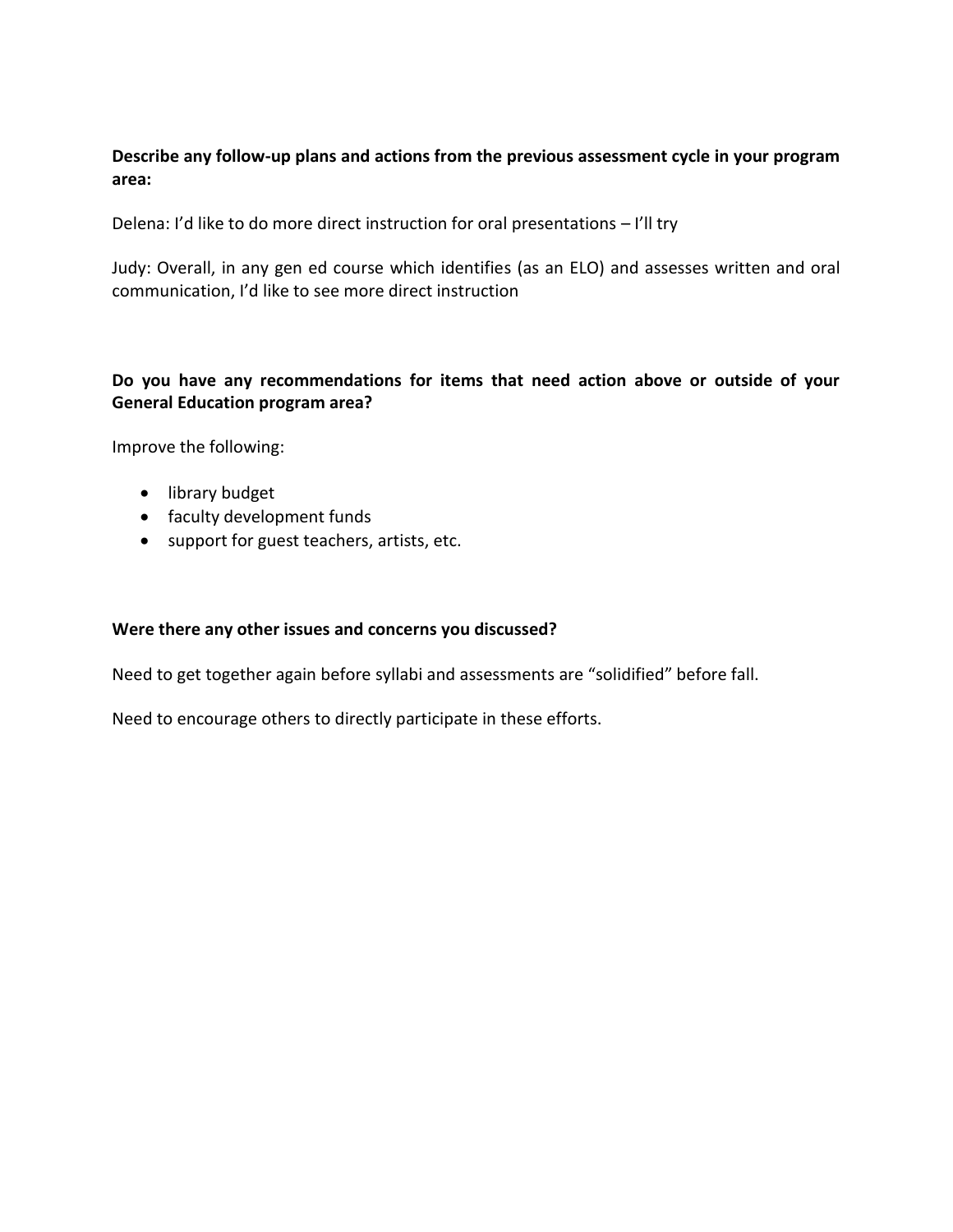**Describe any follow-up plans and actions from the previous assessment cycle in your program area:**

Delena: I'd like to do more direct instruction for oral presentations – I'll try

Judy: Overall, in any gen ed course which identifies (as an ELO) and assesses written and oral communication, I'd like to see more direct instruction

**Do you have any recommendations for items that need action above or outside of your General Education program area?**

Improve the following:

- library budget
- faculty development funds
- support for guest teachers, artists, etc.

**Were there any other issues and concerns you discussed?**

Need to get together again before syllabi and assessments are "solidified" before fall.

Need to encourage others to directly participate in these efforts.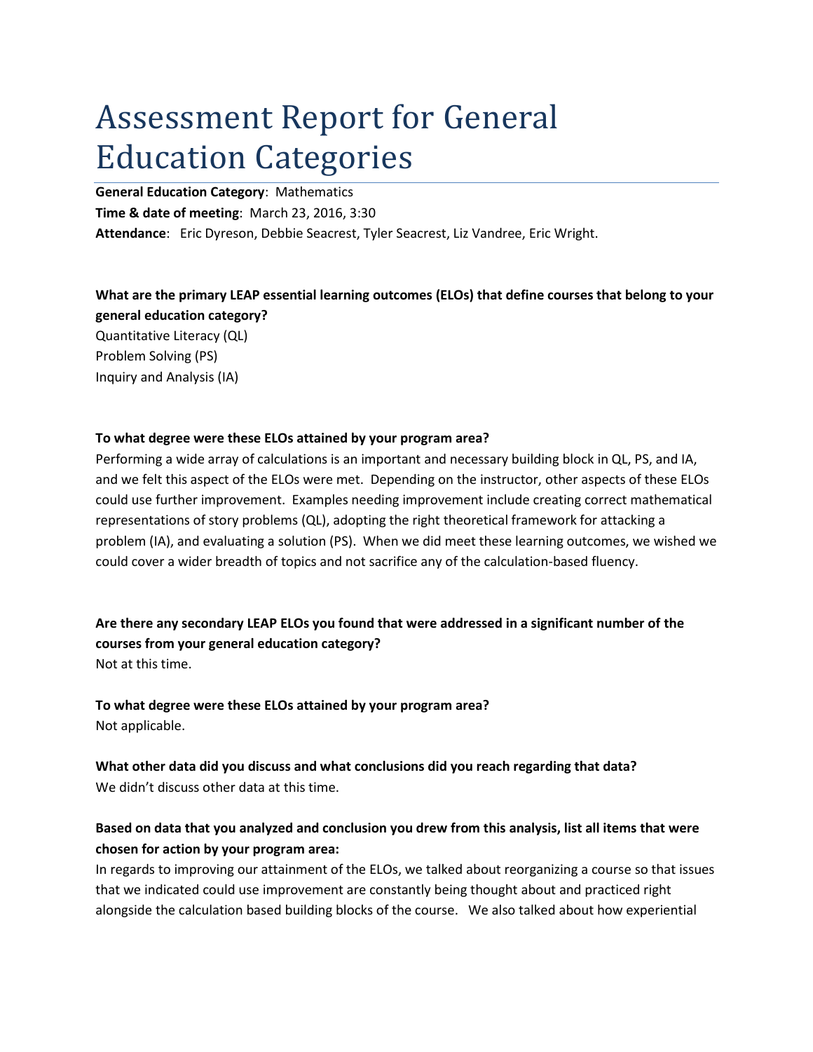# Assessment Report for General Education Categories

**General Education Category**: Mathematics

**Time & date of meeting**: March 23, 2016, 3:30

**Attendance**: Eric Dyreson, Debbie Seacrest, Tyler Seacrest, Liz Vandree, Eric Wright.

**What are the primary LEAP essential learning outcomes (ELOs) that define courses that belong to your general education category?**

Quantitative Literacy (QL)
Problem Solving (PS)
Inquiry and Analysis (IA)

**To what degree were these ELOs attained by your program area?**

Performing a wide array of calculations is an important and necessary building block in QL, PS, and IA, and we felt this aspect of the ELOs were met. Depending on the instructor, other aspects of these ELOs could use further improvement. Examples needing improvement include creating correct mathematical representations of story problems (QL), adopting the right theoretical framework for attacking a problem (IA), and evaluating a solution (PS). When we did meet these learning outcomes, we wished we could cover a wider breadth of topics and not sacrifice any of the calculation-based fluency.

**Are there any secondary LEAP ELOs you found that were addressed in a significant number of the courses from your general education category?**

Not at this time.

**To what degree were these ELOs attained by your program area?**

Not applicable.

**What other data did you discuss and what conclusions did you reach regarding that data?**

We didn't discuss other data at this time.

**Based on data that you analyzed and conclusion you drew from this analysis, list all items that were chosen for action by your program area:**

In regards to improving our attainment of the ELOs, we talked about reorganizing a course so that issues that we indicated could use improvement are constantly being thought about and practiced right alongside the calculation based building blocks of the course. We also talked about how experiential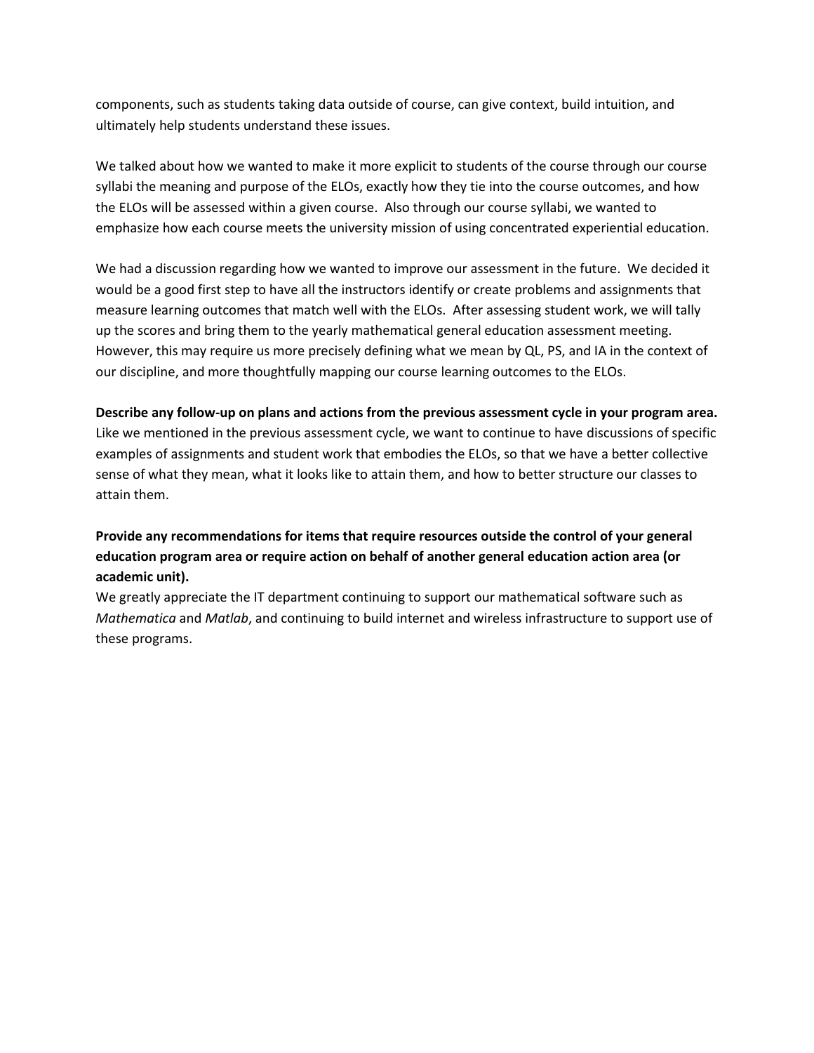components, such as students taking data outside of course, can give context, build intuition, and ultimately help students understand these issues.

We talked about how we wanted to make it more explicit to students of the course through our course syllabi the meaning and purpose of the ELOs, exactly how they tie into the course outcomes, and how the ELOs will be assessed within a given course. Also through our course syllabi, we wanted to emphasize how each course meets the university mission of using concentrated experiential education.

We had a discussion regarding how we wanted to improve our assessment in the future. We decided it would be a good first step to have all the instructors identify or create problems and assignments that measure learning outcomes that match well with the ELOs. After assessing student work, we will tally up the scores and bring them to the yearly mathematical general education assessment meeting. However, this may require us more precisely defining what we mean by QL, PS, and IA in the context of our discipline, and more thoughtfully mapping our course learning outcomes to the ELOs.

**Describe any follow-up on plans and actions from the previous assessment cycle in your program area.**
Like we mentioned in the previous assessment cycle, we want to continue to have discussions of specific examples of assignments and student work that embodies the ELOs, so that we have a better collective sense of what they mean, what it looks like to attain them, and how to better structure our classes to attain them.

**Provide any recommendations for items that require resources outside the control of your general education program area or require action on behalf of another general education action area (or academic unit).**
We greatly appreciate the IT department continuing to support our mathematical software such as *Mathematica* and *Matlab*, and continuing to build internet and wireless infrastructure to support use of these programs.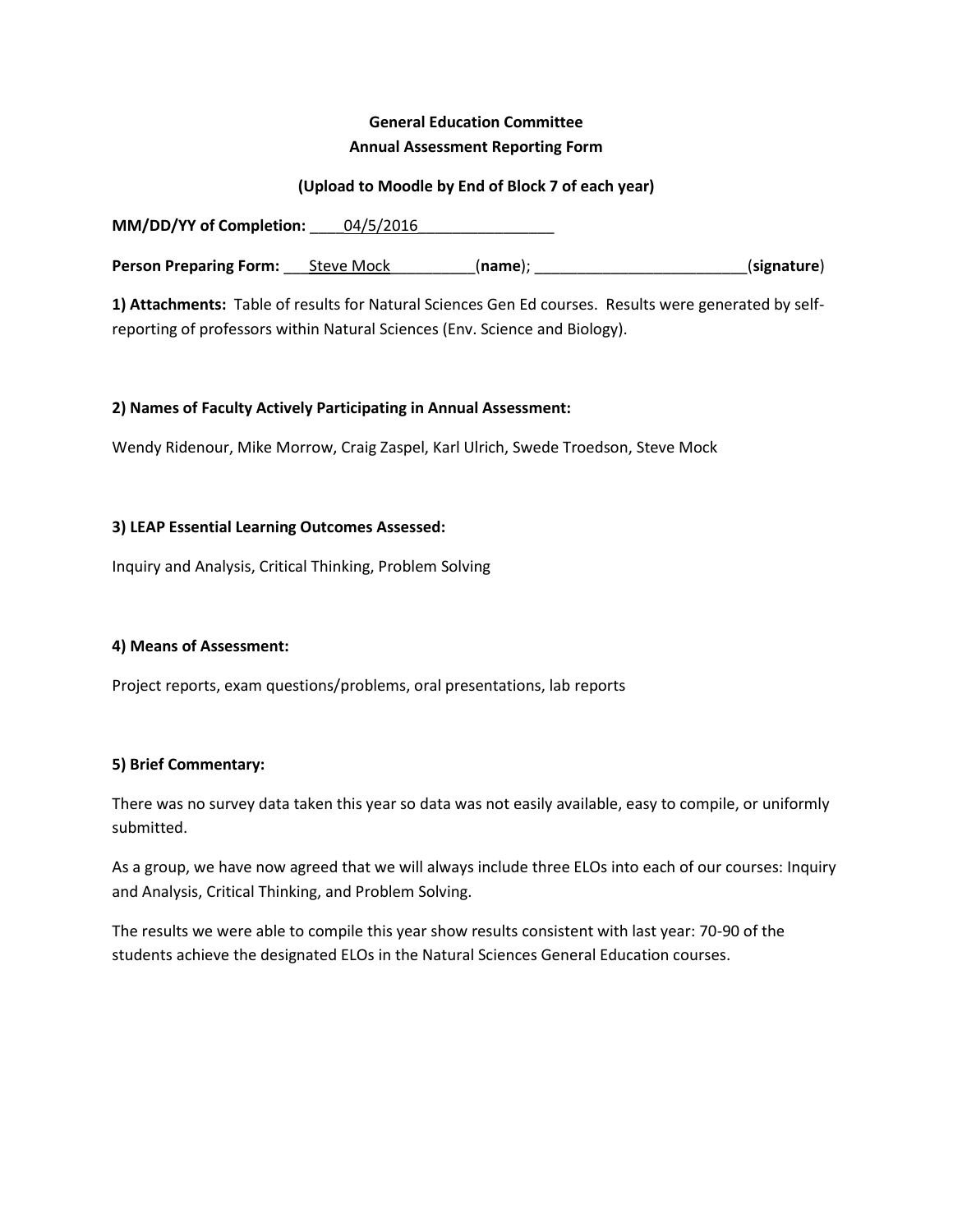**General Education Committee**
**Annual Assessment Reporting Form**

**(Upload to Moodle by End of Block 7 of each year)**

**MM/DD/YY of Completion:** ____04/5/2016________________

**Person Preparing Form:** ___Steve Mock__________(**name**); _________________________(**signature**)

**1) Attachments:** Table of results for Natural Sciences Gen Ed courses. Results were generated by self-reporting of professors within Natural Sciences (Env. Science and Biology).

**2) Names of Faculty Actively Participating in Annual Assessment:**

Wendy Ridenour, Mike Morrow, Craig Zaspel, Karl Ulrich, Swede Troedson, Steve Mock

**3) LEAP Essential Learning Outcomes Assessed:**

Inquiry and Analysis, Critical Thinking, Problem Solving

**4) Means of Assessment:**

Project reports, exam questions/problems, oral presentations, lab reports

**5) Brief Commentary:**

There was no survey data taken this year so data was not easily available, easy to compile, or uniformly submitted.

As a group, we have now agreed that we will always include three ELOs into each of our courses: Inquiry and Analysis, Critical Thinking, and Problem Solving.

The results we were able to compile this year show results consistent with last year: 70-90 of the students achieve the designated ELOs in the Natural Sciences General Education courses.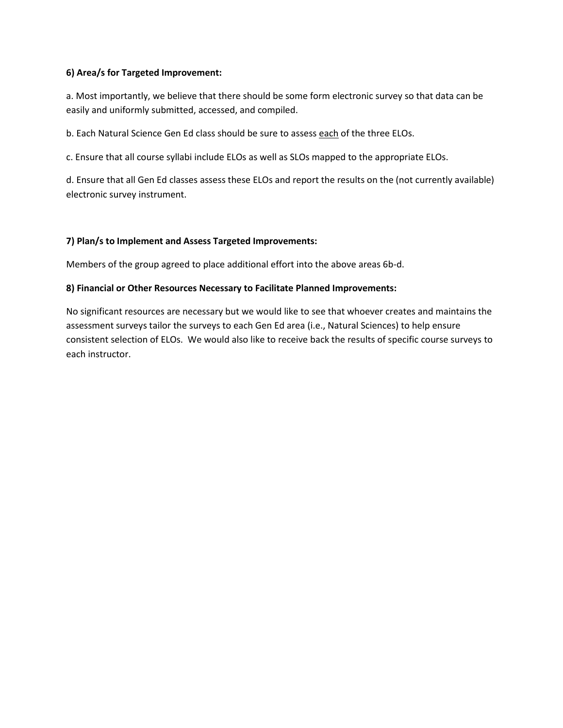**6) Area/s for Targeted Improvement:**

a. Most importantly, we believe that there should be some form electronic survey so that data can be easily and uniformly submitted, accessed, and compiled.

b. Each Natural Science Gen Ed class should be sure to assess <u>each</u> of the three ELOs.

c. Ensure that all course syllabi include ELOs as well as SLOs mapped to the appropriate ELOs.

d. Ensure that all Gen Ed classes assess these ELOs and report the results on the (not currently available) electronic survey instrument.

**7) Plan/s to Implement and Assess Targeted Improvements:**

Members of the group agreed to place additional effort into the above areas 6b-d.

**8) Financial or Other Resources Necessary to Facilitate Planned Improvements:**

No significant resources are necessary but we would like to see that whoever creates and maintains the assessment surveys tailor the surveys to each Gen Ed area (i.e., Natural Sciences) to help ensure consistent selection of ELOs. We would also like to receive back the results of specific course surveys to each instructor.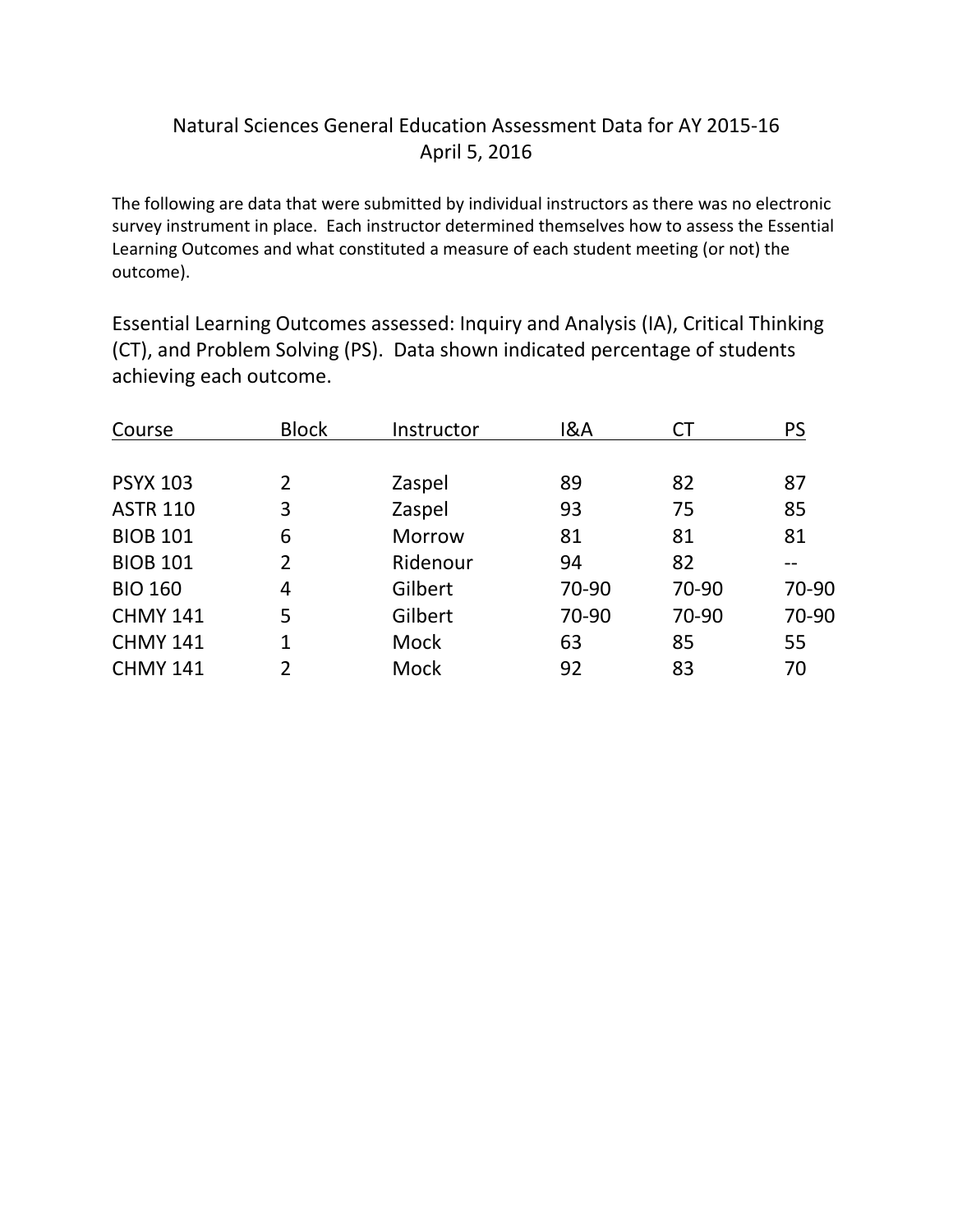# Natural Sciences General Education Assessment Data for AY 2015-16

April 5, 2016

The following are data that were submitted by individual instructors as there was no electronic survey instrument in place. Each instructor determined themselves how to assess the Essential Learning Outcomes and what constituted a measure of each student meeting (or not) the outcome).

Essential Learning Outcomes assessed: Inquiry and Analysis (IA), Critical Thinking (CT), and Problem Solving (PS). Data shown indicated percentage of students achieving each outcome.

| Course | Block | Instructor | I&A | CT | PS |
|---|---|---|---|---|---|
| PSYX 103 | 2 | Zaspel | 89 | 82 | 87 |
| ASTR 110 | 3 | Zaspel | 93 | 75 | 85 |
| BIOB 101 | 6 | Morrow | 81 | 81 | 81 |
| BIOB 101 | 2 | Ridenour | 94 | 82 | -- |
| BIO 160 | 4 | Gilbert | 70-90 | 70-90 | 70-90 |
| CHMY 141 | 5 | Gilbert | 70-90 | 70-90 | 70-90 |
| CHMY 141 | 1 | Mock | 63 | 85 | 55 |
| CHMY 141 | 2 | Mock | 92 | 83 | 70 |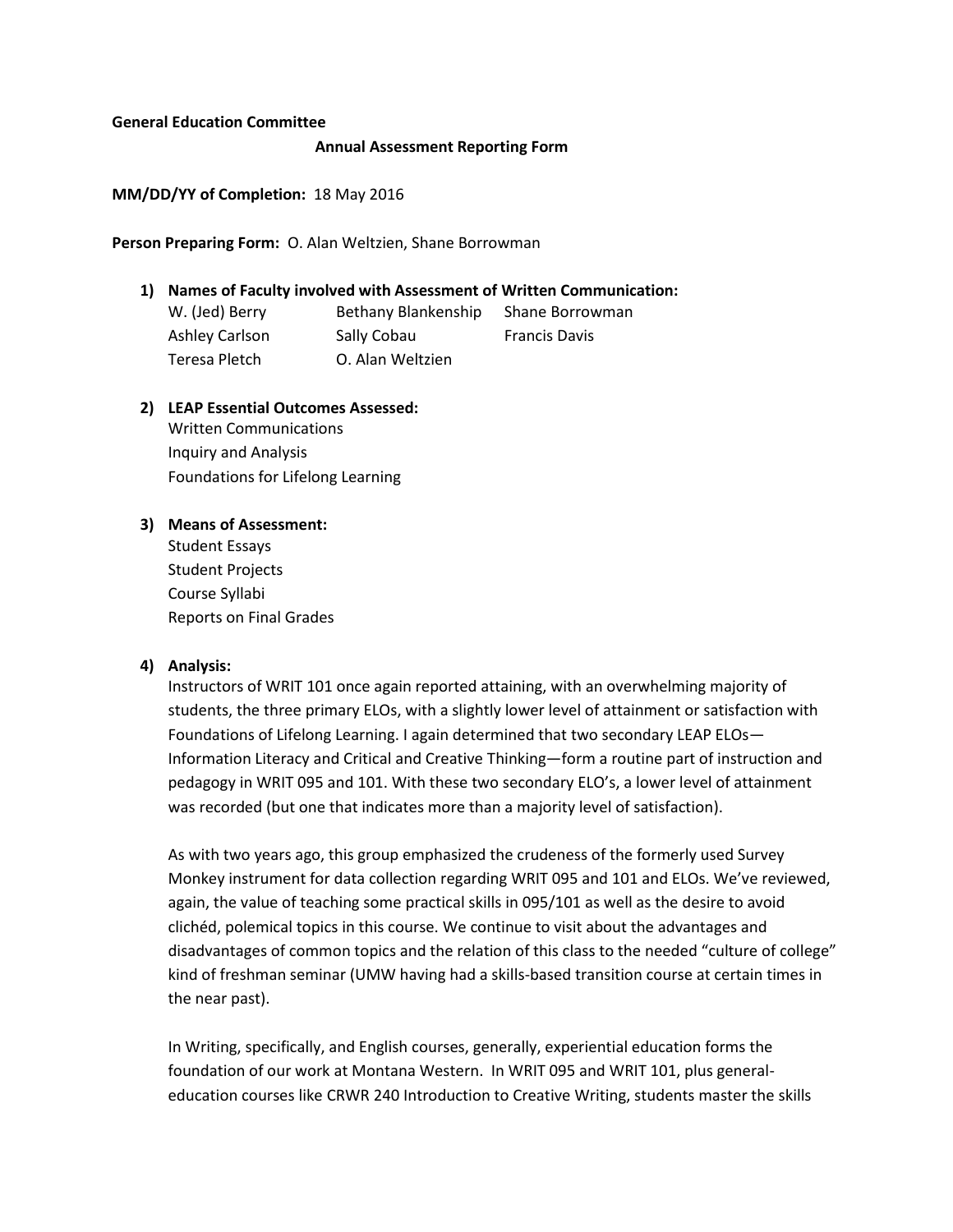**General Education Committee**

**Annual Assessment Reporting Form**

**MM/DD/YY of Completion:** 18 May 2016

**Person Preparing Form:** O. Alan Weltzien, Shane Borrowman

1) **Names of Faculty involved with Assessment of Written Communication:**

| | | |
|---|---|---|
| W. (Jed) Berry | Bethany Blankenship | Shane Borrowman |
| Ashley Carlson | Sally Cobau | Francis Davis |
| Teresa Pletch | O. Alan Weltzien | |

2) **LEAP Essential Outcomes Assessed:**
   Written Communications
   Inquiry and Analysis
   Foundations for Lifelong Learning

3) **Means of Assessment:**
   Student Essays
   Student Projects
   Course Syllabi
   Reports on Final Grades

4) **Analysis:**
   Instructors of WRIT 101 once again reported attaining, with an overwhelming majority of students, the three primary ELOs, with a slightly lower level of attainment or satisfaction with Foundations of Lifelong Learning. I again determined that two secondary LEAP ELOs—Information Literacy and Critical and Creative Thinking—form a routine part of instruction and pedagogy in WRIT 095 and 101. With these two secondary ELO's, a lower level of attainment was recorded (but one that indicates more than a majority level of satisfaction).

   As with two years ago, this group emphasized the crudeness of the formerly used Survey Monkey instrument for data collection regarding WRIT 095 and 101 and ELOs. We've reviewed, again, the value of teaching some practical skills in 095/101 as well as the desire to avoid clichéd, polemical topics in this course. We continue to visit about the advantages and disadvantages of common topics and the relation of this class to the needed "culture of college" kind of freshman seminar (UMW having had a skills-based transition course at certain times in the near past).

   In Writing, specifically, and English courses, generally, experiential education forms the foundation of our work at Montana Western. In WRIT 095 and WRIT 101, plus general-education courses like CRWR 240 Introduction to Creative Writing, students master the skills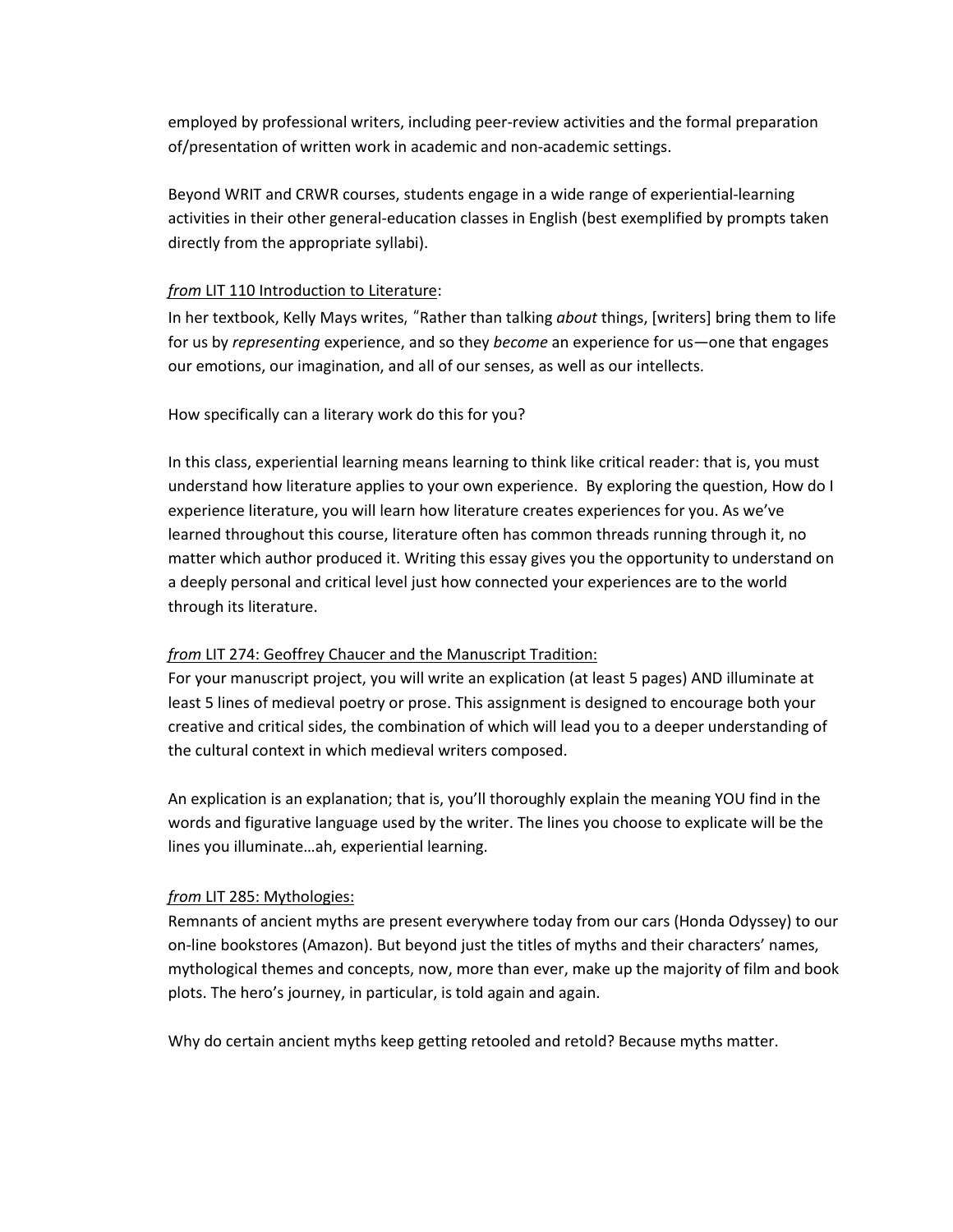employed by professional writers, including peer-review activities and the formal preparation of/presentation of written work in academic and non-academic settings.

Beyond WRIT and CRWR courses, students engage in a wide range of experiential-learning activities in their other general-education classes in English (best exemplified by prompts taken directly from the appropriate syllabi).

*from* <u>LIT 110 Introduction to Literature</u>:

In her textbook, Kelly Mays writes, "Rather than talking *about* things, [writers] bring them to life for us by *representing* experience, and so they *become* an experience for us—one that engages our emotions, our imagination, and all of our senses, as well as our intellects.

How specifically can a literary work do this for you?

In this class, experiential learning means learning to think like critical reader: that is, you must understand how literature applies to your own experience. By exploring the question, How do I experience literature, you will learn how literature creates experiences for you. As we've learned throughout this course, literature often has common threads running through it, no matter which author produced it. Writing this essay gives you the opportunity to understand on a deeply personal and critical level just how connected your experiences are to the world through its literature.

*from* <u>LIT 274: Geoffrey Chaucer and the Manuscript Tradition:</u>

For your manuscript project, you will write an explication (at least 5 pages) AND illuminate at least 5 lines of medieval poetry or prose. This assignment is designed to encourage both your creative and critical sides, the combination of which will lead you to a deeper understanding of the cultural context in which medieval writers composed.

An explication is an explanation; that is, you'll thoroughly explain the meaning YOU find in the words and figurative language used by the writer. The lines you choose to explicate will be the lines you illuminate…ah, experiential learning.

*from* <u>LIT 285: Mythologies:</u>

Remnants of ancient myths are present everywhere today from our cars (Honda Odyssey) to our on-line bookstores (Amazon). But beyond just the titles of myths and their characters' names, mythological themes and concepts, now, more than ever, make up the majority of film and book plots. The hero's journey, in particular, is told again and again.

Why do certain ancient myths keep getting retooled and retold? Because myths matter.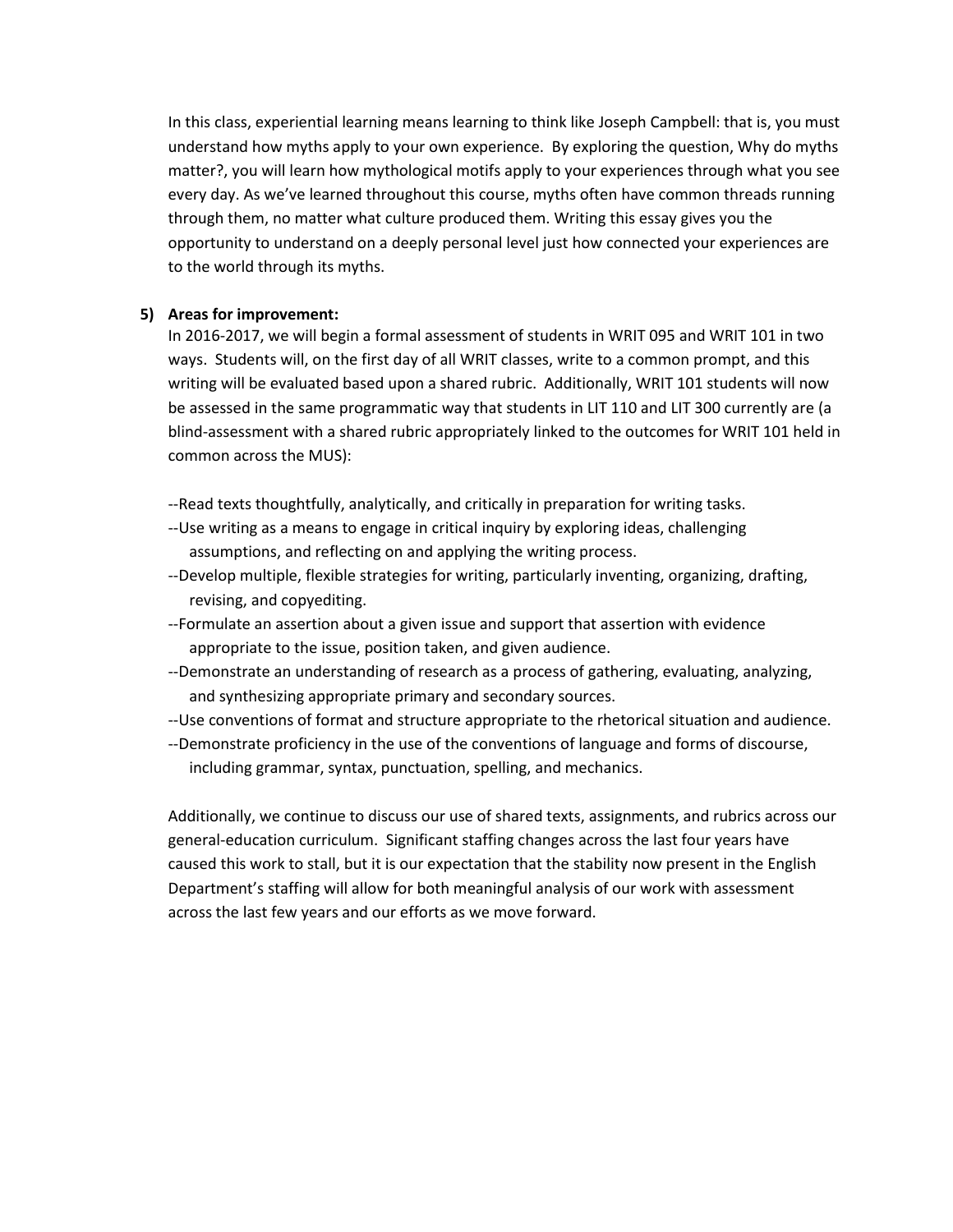In this class, experiential learning means learning to think like Joseph Campbell: that is, you must understand how myths apply to your own experience. By exploring the question, Why do myths matter?, you will learn how mythological motifs apply to your experiences through what you see every day. As we've learned throughout this course, myths often have common threads running through them, no matter what culture produced them. Writing this essay gives you the opportunity to understand on a deeply personal level just how connected your experiences are to the world through its myths.

**5) Areas for improvement:**

In 2016-2017, we will begin a formal assessment of students in WRIT 095 and WRIT 101 in two ways. Students will, on the first day of all WRIT classes, write to a common prompt, and this writing will be evaluated based upon a shared rubric. Additionally, WRIT 101 students will now be assessed in the same programmatic way that students in LIT 110 and LIT 300 currently are (a blind-assessment with a shared rubric appropriately linked to the outcomes for WRIT 101 held in common across the MUS):

--Read texts thoughtfully, analytically, and critically in preparation for writing tasks.
--Use writing as a means to engage in critical inquiry by exploring ideas, challenging assumptions, and reflecting on and applying the writing process.
--Develop multiple, flexible strategies for writing, particularly inventing, organizing, drafting, revising, and copyediting.
--Formulate an assertion about a given issue and support that assertion with evidence appropriate to the issue, position taken, and given audience.
--Demonstrate an understanding of research as a process of gathering, evaluating, analyzing, and synthesizing appropriate primary and secondary sources.
--Use conventions of format and structure appropriate to the rhetorical situation and audience.
--Demonstrate proficiency in the use of the conventions of language and forms of discourse, including grammar, syntax, punctuation, spelling, and mechanics.

Additionally, we continue to discuss our use of shared texts, assignments, and rubrics across our general-education curriculum. Significant staffing changes across the last four years have caused this work to stall, but it is our expectation that the stability now present in the English Department's staffing will allow for both meaningful analysis of our work with assessment across the last few years and our efforts as we move forward.